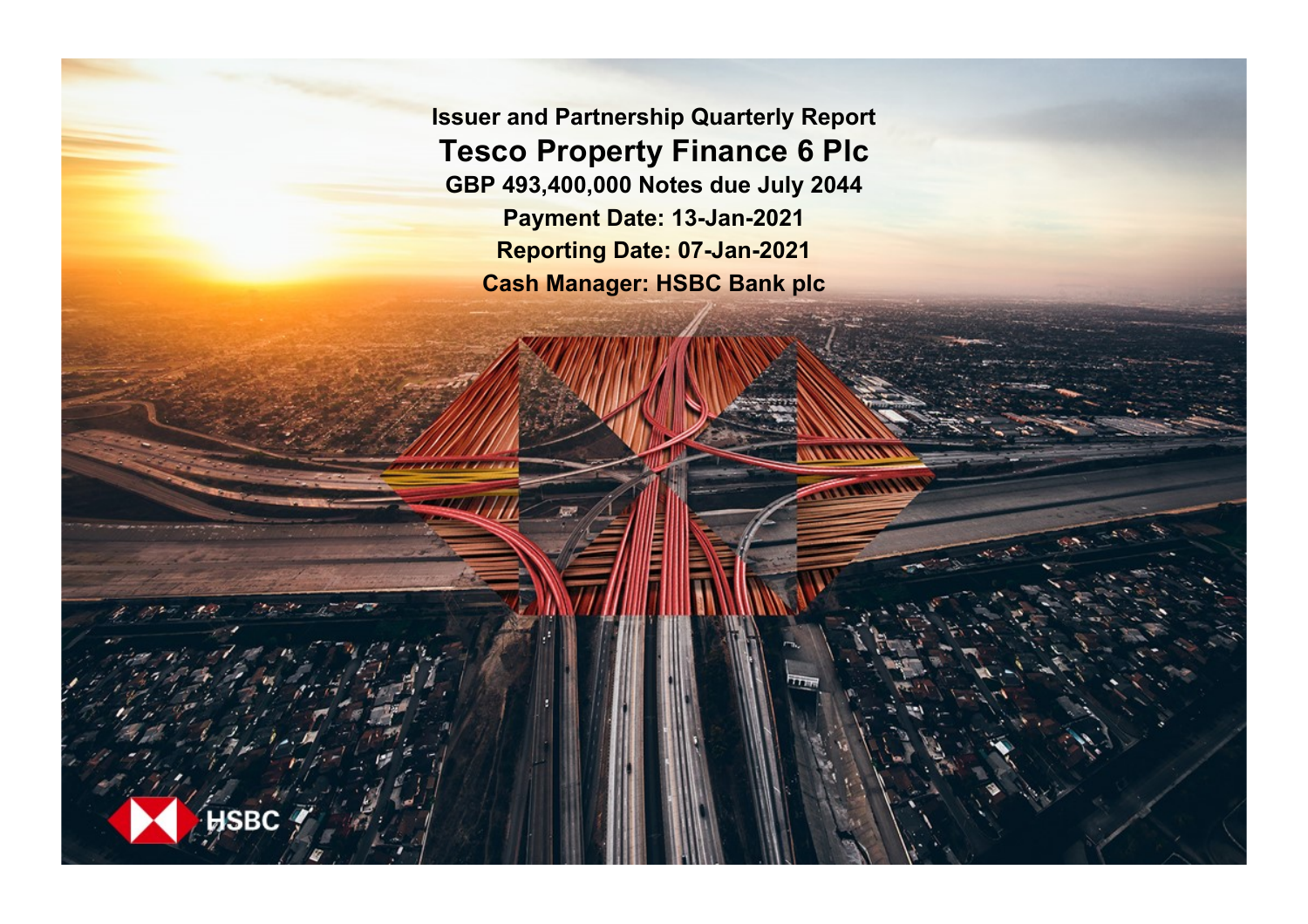**Issuer and Partnership Quarterly Report**

# Tesco Property Finance 6 Plc

**GBP 493,400,000 Notes due July 2044**

**Payment Date: 13-Jan-2021**

**Reporting Date: 07-Jan-2021**

**Cash Manager: HSBC Bank plc**

HSBC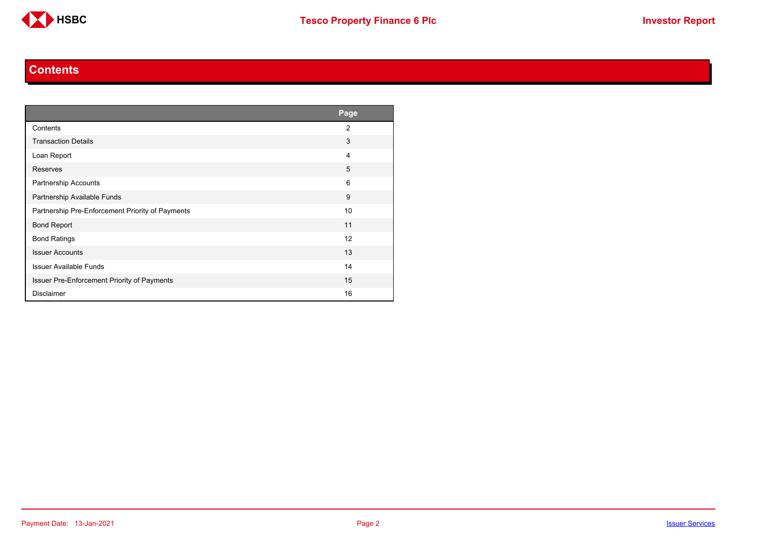## Contents

| | Page |
|---|---|
| Contents | 2 |
| Transaction Details | 3 |
| Loan Report | 4 |
| Reserves | 5 |
| Partnership Accounts | 6 |
| Partnership Available Funds | 9 |
| Partnership Pre-Enforcement Priority of Payments | 10 |
| Bond Report | 11 |
| Bond Ratings | 12 |
| Issuer Accounts | 13 |
| Issuer Available Funds | 14 |
| Issuer Pre-Enforcement Priority of Payments | 15 |
| Disclaimer | 16 |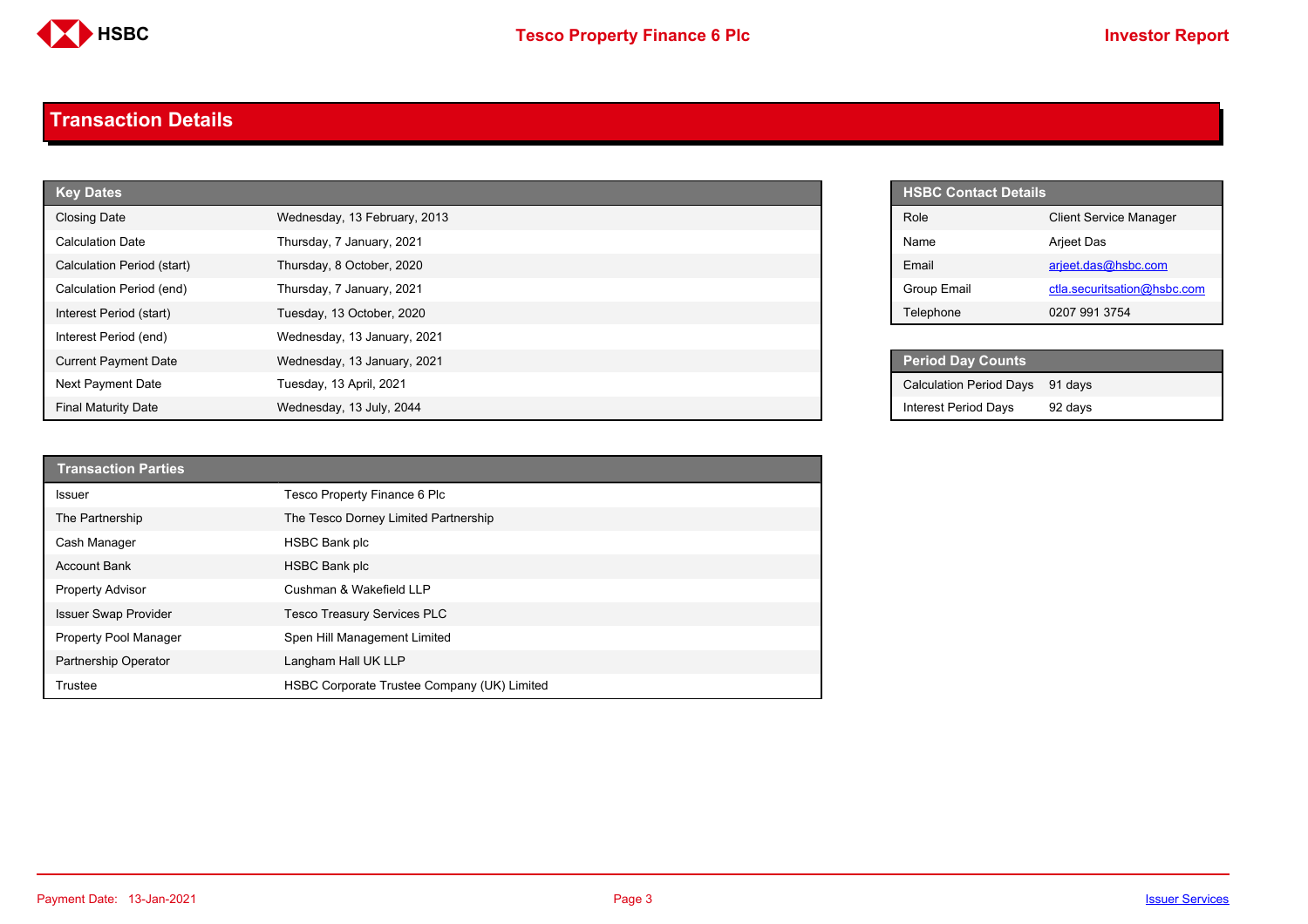## Transaction Details

| Key Dates | |
|---|---|
| Closing Date | Wednesday, 13 February, 2013 |
| Calculation Date | Thursday, 7 January, 2021 |
| Calculation Period (start) | Thursday, 8 October, 2020 |
| Calculation Period (end) | Thursday, 7 January, 2021 |
| Interest Period (start) | Tuesday, 13 October, 2020 |
| Interest Period (end) | Wednesday, 13 January, 2021 |
| Current Payment Date | Wednesday, 13 January, 2021 |
| Next Payment Date | Tuesday, 13 April, 2021 |
| Final Maturity Date | Wednesday, 13 July, 2044 |

| HSBC Contact Details | |
|---|---|
| Role | Client Service Manager |
| Name | Arjeet Das |
| Email | arjeet.das@hsbc.com |
| Group Email | ctla.securitsation@hsbc.com |
| Telephone | 0207 991 3754 |

| Period Day Counts | |
|---|---|
| Calculation Period Days | 91 days |
| Interest Period Days | 92 days |

| Transaction Parties | |
|---|---|
| Issuer | Tesco Property Finance 6 Plc |
| The Partnership | The Tesco Dorney Limited Partnership |
| Cash Manager | HSBC Bank plc |
| Account Bank | HSBC Bank plc |
| Property Advisor | Cushman & Wakefield LLP |
| Issuer Swap Provider | Tesco Treasury Services PLC |
| Property Pool Manager | Spen Hill Management Limited |
| Partnership Operator | Langham Hall UK LLP |
| Trustee | HSBC Corporate Trustee Company (UK) Limited |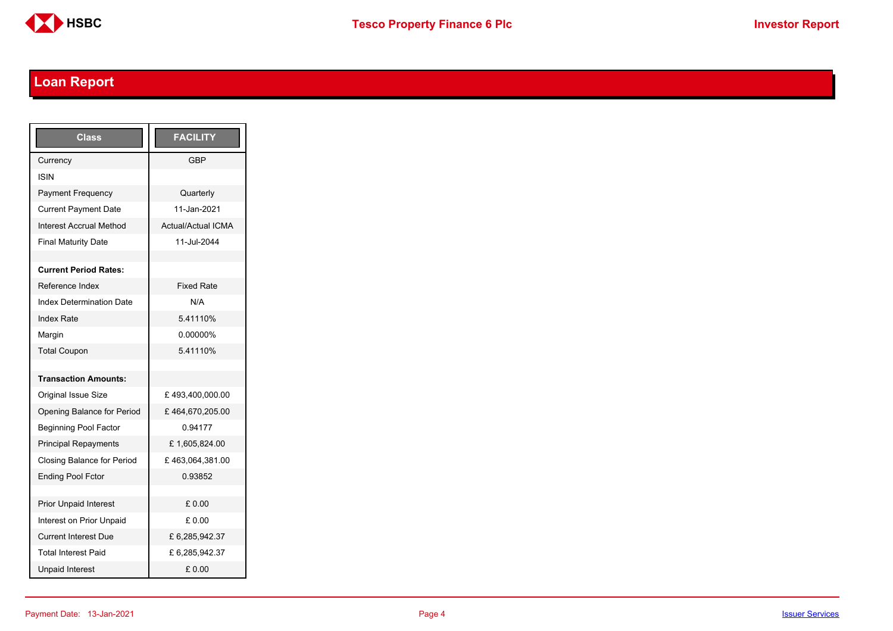## Loan Report

| Class | FACILITY |
|---|---|
| Currency | GBP |
| ISIN | |
| Payment Frequency | Quarterly |
| Current Payment Date | 11-Jan-2021 |
| Interest Accrual Method | Actual/Actual ICMA |
| Final Maturity Date | 11-Jul-2044 |
| | |
| **Current Period Rates:** | |
| Reference Index | Fixed Rate |
| Index Determination Date | N/A |
| Index Rate | 5.41110% |
| Margin | 0.00000% |
| Total Coupon | 5.41110% |
| | |
| **Transaction Amounts:** | |
| Original Issue Size | £ 493,400,000.00 |
| Opening Balance for Period | £ 464,670,205.00 |
| Beginning Pool Factor | 0.94177 |
| Principal Repayments | £ 1,605,824.00 |
| Closing Balance for Period | £ 463,064,381.00 |
| Ending Pool Fctor | 0.93852 |
| | |
| Prior Unpaid Interest | £ 0.00 |
| Interest on Prior Unpaid | £ 0.00 |
| Current Interest Due | £ 6,285,942.37 |
| Total Interest Paid | £ 6,285,942.37 |
| Unpaid Interest | £ 0.00 |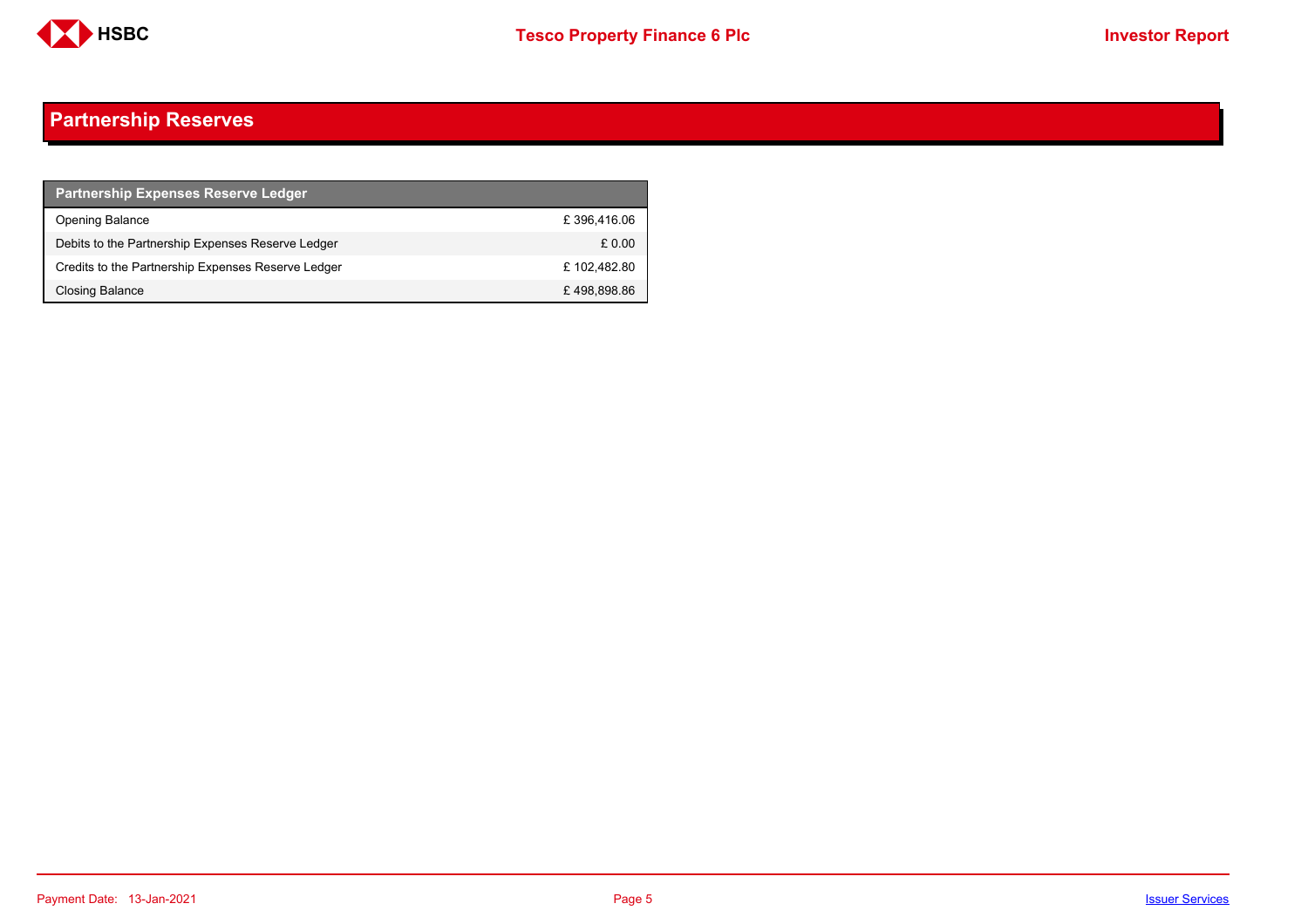## Partnership Reserves

| Partnership Expenses Reserve Ledger | |
|---|---|
| Opening Balance | £ 396,416.06 |
| Debits to the Partnership Expenses Reserve Ledger | £ 0.00 |
| Credits to the Partnership Expenses Reserve Ledger | £ 102,482.80 |
| Closing Balance | £ 498,898.86 |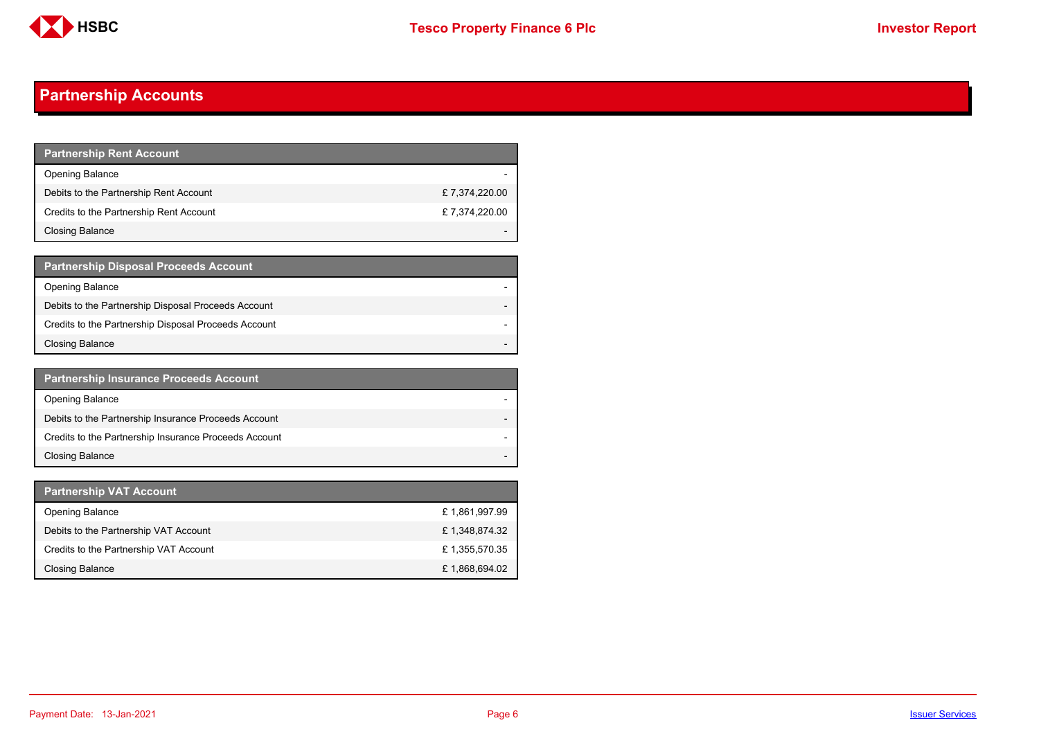## Partnership Accounts

| Partnership Rent Account | |
|---|---|
| Opening Balance | - |
| Debits to the Partnership Rent Account | £ 7,374,220.00 |
| Credits to the Partnership Rent Account | £ 7,374,220.00 |
| Closing Balance | - |

| Partnership Disposal Proceeds Account | |
|---|---|
| Opening Balance | - |
| Debits to the Partnership Disposal Proceeds Account | - |
| Credits to the Partnership Disposal Proceeds Account | - |
| Closing Balance | - |

| Partnership Insurance Proceeds Account | |
|---|---|
| Opening Balance | - |
| Debits to the Partnership Insurance Proceeds Account | - |
| Credits to the Partnership Insurance Proceeds Account | - |
| Closing Balance | - |

| Partnership VAT Account | |
|---|---|
| Opening Balance | £ 1,861,997.99 |
| Debits to the Partnership VAT Account | £ 1,348,874.32 |
| Credits to the Partnership VAT Account | £ 1,355,570.35 |
| Closing Balance | £ 1,868,694.02 |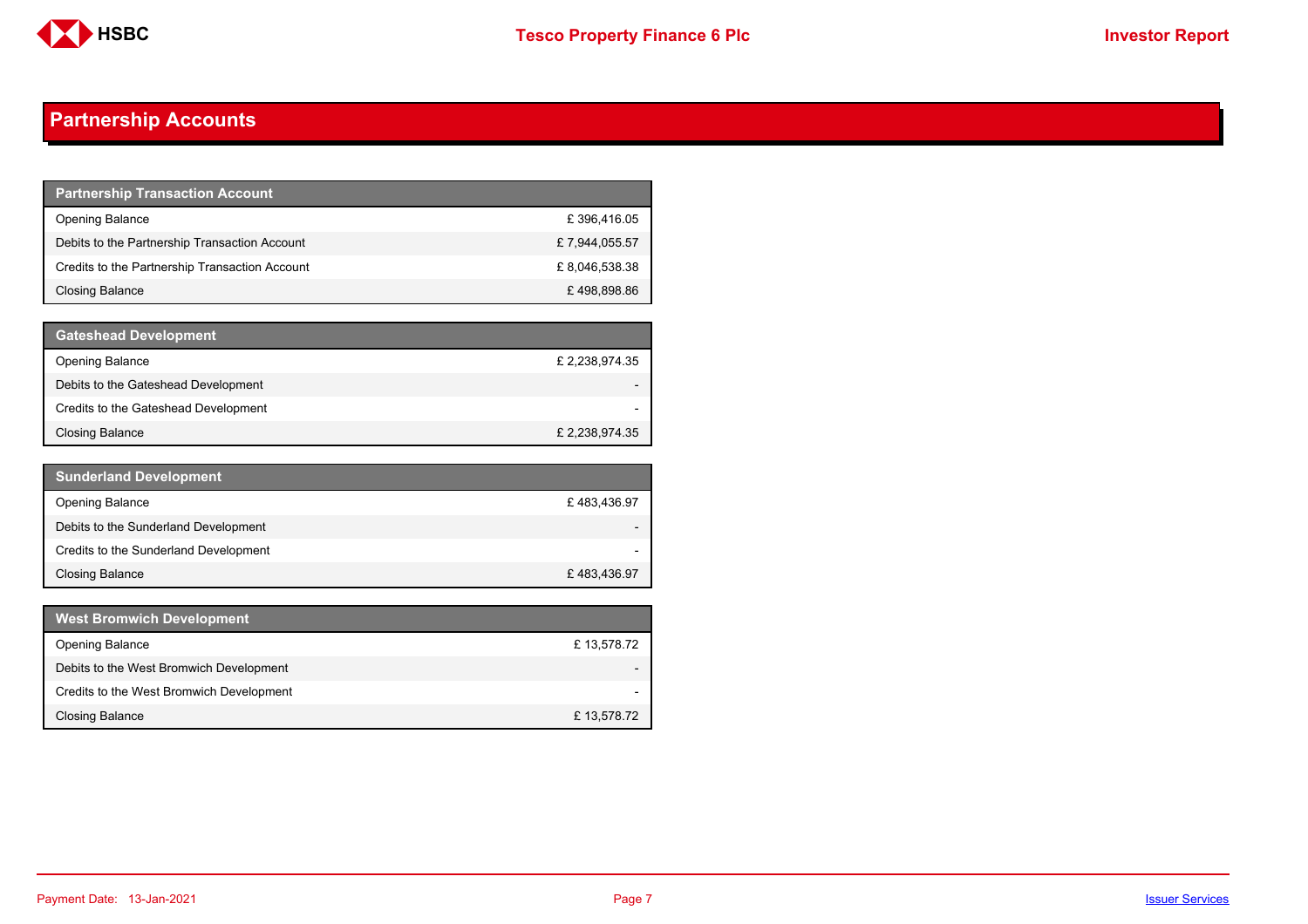## Partnership Accounts

| Partnership Transaction Account | |
|---|---|
| Opening Balance | £ 396,416.05 |
| Debits to the Partnership Transaction Account | £ 7,944,055.57 |
| Credits to the Partnership Transaction Account | £ 8,046,538.38 |
| Closing Balance | £ 498,898.86 |

| Gateshead Development | |
|---|---|
| Opening Balance | £ 2,238,974.35 |
| Debits to the Gateshead Development | - |
| Credits to the Gateshead Development | - |
| Closing Balance | £ 2,238,974.35 |

| Sunderland Development | |
|---|---|
| Opening Balance | £ 483,436.97 |
| Debits to the Sunderland Development | - |
| Credits to the Sunderland Development | - |
| Closing Balance | £ 483,436.97 |

| West Bromwich Development | |
|---|---|
| Opening Balance | £ 13,578.72 |
| Debits to the West Bromwich Development | - |
| Credits to the West Bromwich Development | - |
| Closing Balance | £ 13,578.72 |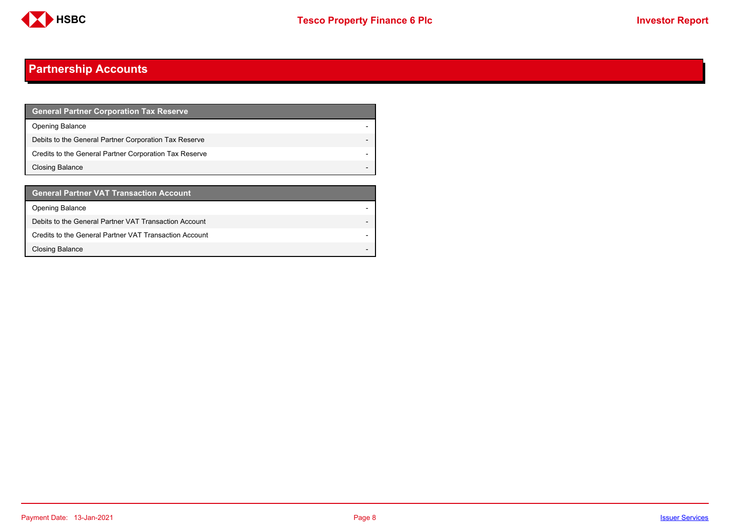# Partnership Accounts

| General Partner Corporation Tax Reserve | |
|---|---|
| Opening Balance | - |
| Debits to the General Partner Corporation Tax Reserve | - |
| Credits to the General Partner Corporation Tax Reserve | - |
| Closing Balance | - |

| General Partner VAT Transaction Account | |
|---|---|
| Opening Balance | - |
| Debits to the General Partner VAT Transaction Account | - |
| Credits to the General Partner VAT Transaction Account | - |
| Closing Balance | - |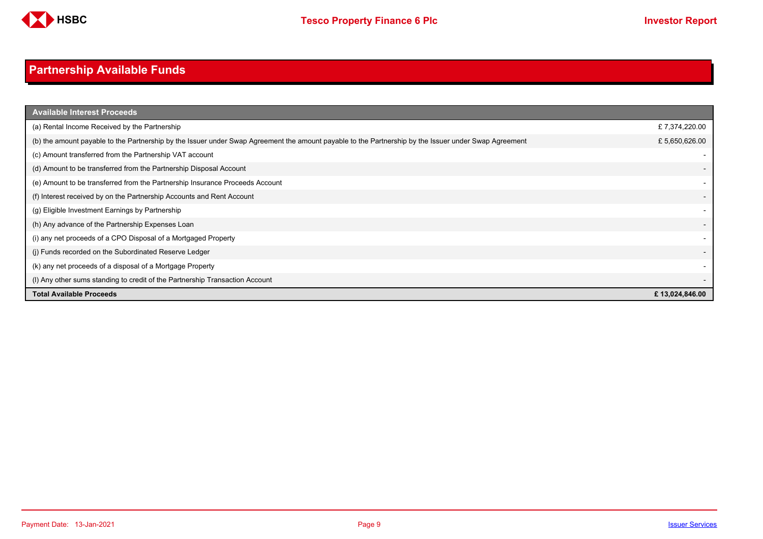# Partnership Available Funds

| Available Interest Proceeds | |
|---|---|
| (a) Rental Income Received by the Partnership | £ 7,374,220.00 |
| (b) the amount payable to the Partnership by the Issuer under Swap Agreement the amount payable to the Partnership by the Issuer under Swap Agreement | £ 5,650,626.00 |
| (c) Amount transferred from the Partnership VAT account | - |
| (d) Amount to be transferred from the Partnership Disposal Account | - |
| (e) Amount to be transferred from the Partnership Insurance Proceeds Account | - |
| (f) Interest received by on the Partnership Accounts and Rent Account | - |
| (g) Eligible Investment Earnings by Partnership | - |
| (h) Any advance of the Partnership Expenses Loan | - |
| (i) any net proceeds of a CPO Disposal of a Mortgaged Property | - |
| (j) Funds recorded on the Subordinated Reserve Ledger | - |
| (k) any net proceeds of a disposal of a Mortgage Property | - |
| (l) Any other sums standing to credit of the Partnership Transaction Account | - |
| **Total Available Proceeds** | **£ 13,024,846.00** |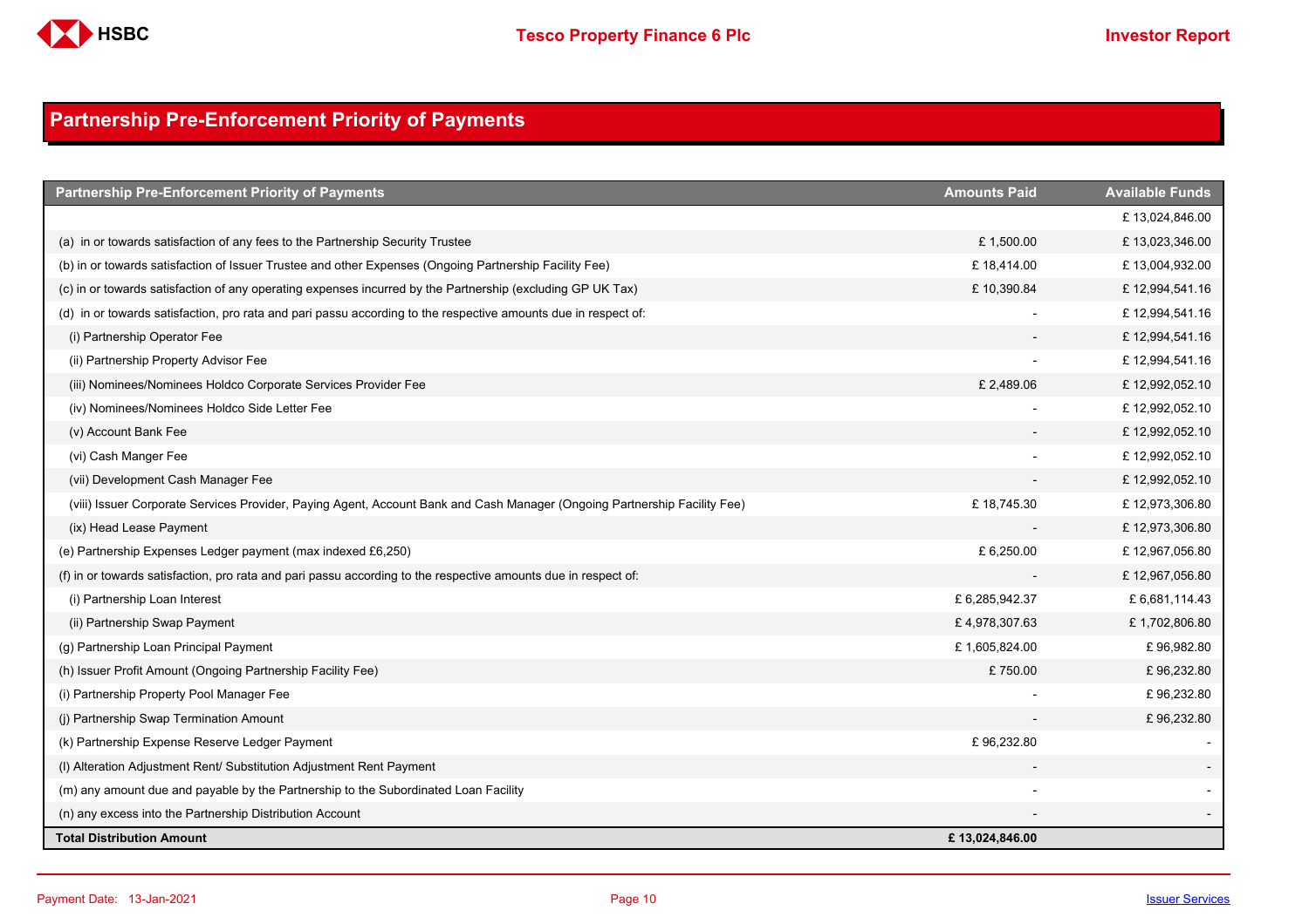# Partnership Pre-Enforcement Priority of Payments

| Partnership Pre-Enforcement Priority of Payments | Amounts Paid | Available Funds |
|---|---|---|
| | | £ 13,024,846.00 |
| (a) in or towards satisfaction of any fees to the Partnership Security Trustee | £ 1,500.00 | £ 13,023,346.00 |
| (b) in or towards satisfaction of Issuer Trustee and other Expenses (Ongoing Partnership Facility Fee) | £ 18,414.00 | £ 13,004,932.00 |
| (c) in or towards satisfaction of any operating expenses incurred by the Partnership (excluding GP UK Tax) | £ 10,390.84 | £ 12,994,541.16 |
| (d) in or towards satisfaction, pro rata and pari passu according to the respective amounts due in respect of: | - | £ 12,994,541.16 |
| (i) Partnership Operator Fee | - | £ 12,994,541.16 |
| (ii) Partnership Property Advisor Fee | - | £ 12,994,541.16 |
| (iii) Nominees/Nominees Holdco Corporate Services Provider Fee | £ 2,489.06 | £ 12,992,052.10 |
| (iv) Nominees/Nominees Holdco Side Letter Fee | - | £ 12,992,052.10 |
| (v) Account Bank Fee | - | £ 12,992,052.10 |
| (vi) Cash Manger Fee | - | £ 12,992,052.10 |
| (vii) Development Cash Manager Fee | - | £ 12,992,052.10 |
| (viii) Issuer Corporate Services Provider, Paying Agent, Account Bank and Cash Manager (Ongoing Partnership Facility Fee) | £ 18,745.30 | £ 12,973,306.80 |
| (ix) Head Lease Payment | - | £ 12,973,306.80 |
| (e) Partnership Expenses Ledger payment (max indexed £6,250) | £ 6,250.00 | £ 12,967,056.80 |
| (f) in or towards satisfaction, pro rata and pari passu according to the respective amounts due in respect of: | - | £ 12,967,056.80 |
| (i) Partnership Loan Interest | £ 6,285,942.37 | £ 6,681,114.43 |
| (ii) Partnership Swap Payment | £ 4,978,307.63 | £ 1,702,806.80 |
| (g) Partnership Loan Principal Payment | £ 1,605,824.00 | £ 96,982.80 |
| (h) Issuer Profit Amount (Ongoing Partnership Facility Fee) | £ 750.00 | £ 96,232.80 |
| (i) Partnership Property Pool Manager Fee | - | £ 96,232.80 |
| (j) Partnership Swap Termination Amount | - | £ 96,232.80 |
| (k) Partnership Expense Reserve Ledger Payment | £ 96,232.80 | - |
| (l) Alteration Adjustment Rent/ Substitution Adjustment Rent Payment | - | - |
| (m) any amount due and payable by the Partnership to the Subordinated Loan Facility | - | - |
| (n) any excess into the Partnership Distribution Account | - | - |
| **Total Distribution Amount** | **£ 13,024,846.00** | |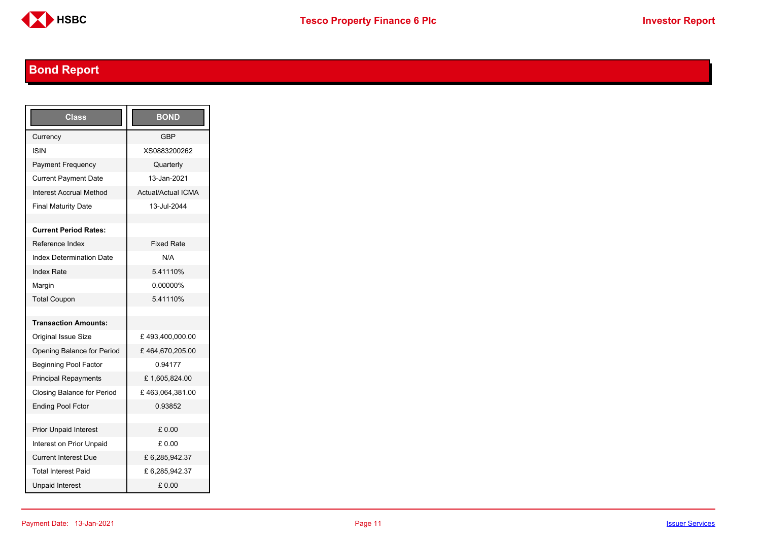## Bond Report

| Class | BOND |
|---|---|
| Currency | GBP |
| ISIN | XS0883200262 |
| Payment Frequency | Quarterly |
| Current Payment Date | 13-Jan-2021 |
| Interest Accrual Method | Actual/Actual ICMA |
| Final Maturity Date | 13-Jul-2044 |
| | |
| **Current Period Rates:** | |
| Reference Index | Fixed Rate |
| Index Determination Date | N/A |
| Index Rate | 5.41110% |
| Margin | 0.00000% |
| Total Coupon | 5.41110% |
| | |
| **Transaction Amounts:** | |
| Original Issue Size | £ 493,400,000.00 |
| Opening Balance for Period | £ 464,670,205.00 |
| Beginning Pool Factor | 0.94177 |
| Principal Repayments | £ 1,605,824.00 |
| Closing Balance for Period | £ 463,064,381.00 |
| Ending Pool Fctor | 0.93852 |
| | |
| Prior Unpaid Interest | £ 0.00 |
| Interest on Prior Unpaid | £ 0.00 |
| Current Interest Due | £ 6,285,942.37 |
| Total Interest Paid | £ 6,285,942.37 |
| Unpaid Interest | £ 0.00 |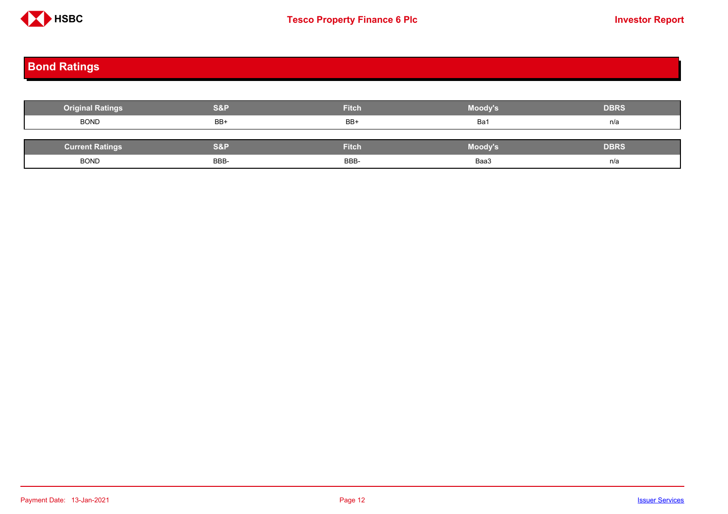## Bond Ratings

| Original Ratings | S&P | Fitch | Moody's | DBRS |
|---|---|---|---|---|
| BOND | BB+ | BB+ | Ba1 | n/a |

| Current Ratings | S&P | Fitch | Moody's | DBRS |
|---|---|---|---|---|
| BOND | BBB- | BBB- | Baa3 | n/a |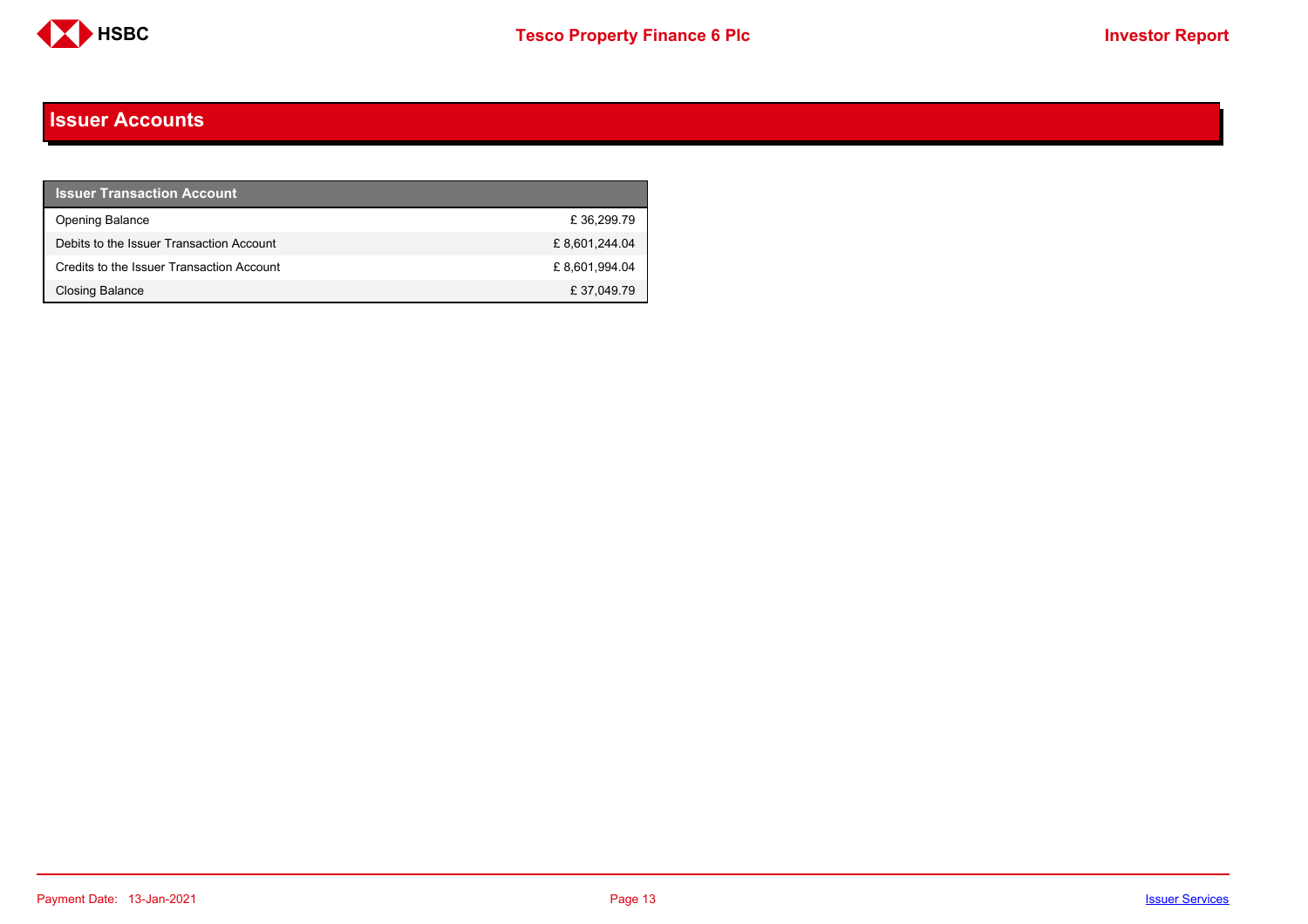# Issuer Accounts

| Issuer Transaction Account | |
|---|---|
| Opening Balance | £ 36,299.79 |
| Debits to the Issuer Transaction Account | £ 8,601,244.04 |
| Credits to the Issuer Transaction Account | £ 8,601,994.04 |
| Closing Balance | £ 37,049.79 |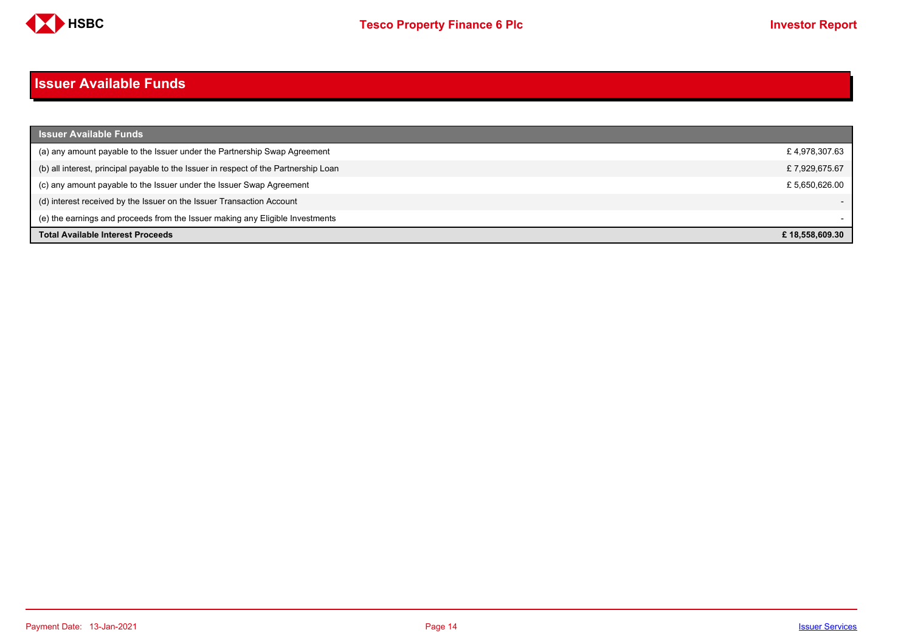# Issuer Available Funds

| Issuer Available Funds | |
|---|---|
| (a) any amount payable to the Issuer under the Partnership Swap Agreement | £ 4,978,307.63 |
| (b) all interest, principal payable to the Issuer in respect of the Partnership Loan | £ 7,929,675.67 |
| (c) any amount payable to the Issuer under the Issuer Swap Agreement | £ 5,650,626.00 |
| (d) interest received by the Issuer on the Issuer Transaction Account | - |
| (e) the earnings and proceeds from the Issuer making any Eligible Investments | - |
| **Total Available Interest Proceeds** | **£ 18,558,609.30** |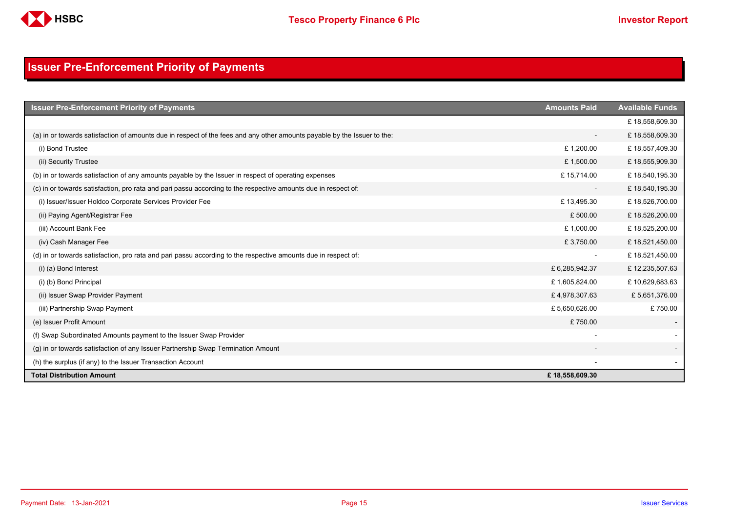## Issuer Pre-Enforcement Priority of Payments

| Issuer Pre-Enforcement Priority of Payments | Amounts Paid | Available Funds |
|---|---|---|
| | | £ 18,558,609.30 |
| (a) in or towards satisfaction of amounts due in respect of the fees and any other amounts payable by the Issuer to the: | - | £ 18,558,609.30 |
| (i) Bond Trustee | £ 1,200.00 | £ 18,557,409.30 |
| (ii) Security Trustee | £ 1,500.00 | £ 18,555,909.30 |
| (b) in or towards satisfaction of any amounts payable by the Issuer in respect of operating expenses | £ 15,714.00 | £ 18,540,195.30 |
| (c) in or towards satisfaction, pro rata and pari passu according to the respective amounts due in respect of: | - | £ 18,540,195.30 |
| (i) Issuer/Issuer Holdco Corporate Services Provider Fee | £ 13,495.30 | £ 18,526,700.00 |
| (ii) Paying Agent/Registrar Fee | £ 500.00 | £ 18,526,200.00 |
| (iii) Account Bank Fee | £ 1,000.00 | £ 18,525,200.00 |
| (iv) Cash Manager Fee | £ 3,750.00 | £ 18,521,450.00 |
| (d) in or towards satisfaction, pro rata and pari passu according to the respective amounts due in respect of: | - | £ 18,521,450.00 |
| (i) (a) Bond Interest | £ 6,285,942.37 | £ 12,235,507.63 |
| (i) (b) Bond Principal | £ 1,605,824.00 | £ 10,629,683.63 |
| (ii) Issuer Swap Provider Payment | £ 4,978,307.63 | £ 5,651,376.00 |
| (iii) Partnership Swap Payment | £ 5,650,626.00 | £ 750.00 |
| (e) Issuer Profit Amount | £ 750.00 | - |
| (f) Swap Subordinated Amounts payment to the Issuer Swap Provider | - | - |
| (g) in or towards satisfaction of any Issuer Partnership Swap Termination Amount | - | - |
| (h) the surplus (if any) to the Issuer Transaction Account | - | - |
| **Total Distribution Amount** | **£ 18,558,609.30** | |

Payment Date: 13-Jan-2021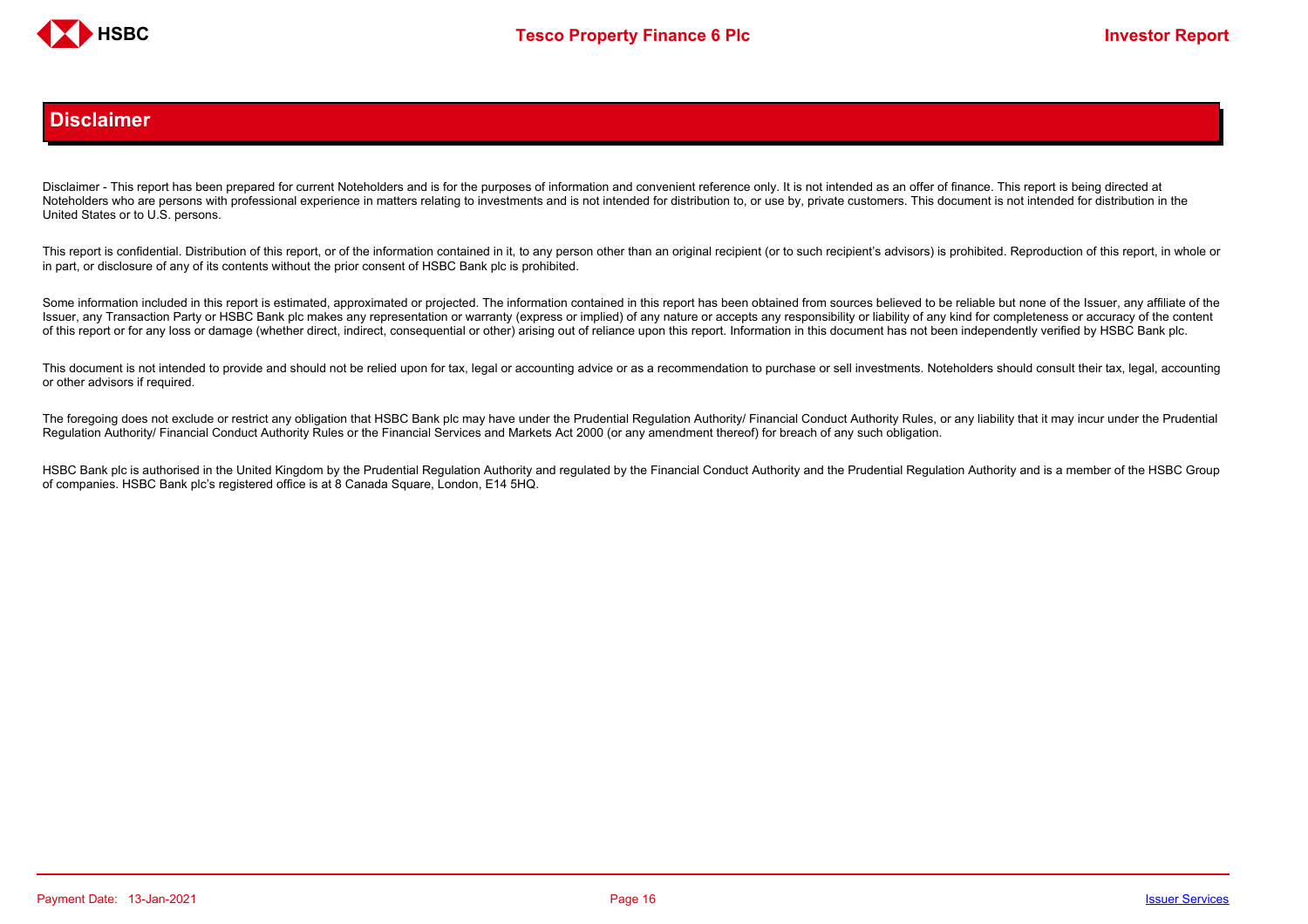## Disclaimer

Disclaimer - This report has been prepared for current Noteholders and is for the purposes of information and convenient reference only. It is not intended as an offer of finance. This report is being directed at Noteholders who are persons with professional experience in matters relating to investments and is not intended for distribution to, or use by, private customers. This document is not intended for distribution in the United States or to U.S. persons.

This report is confidential. Distribution of this report, or of the information contained in it, to any person other than an original recipient (or to such recipient's advisors) is prohibited. Reproduction of this report, in whole or in part, or disclosure of any of its contents without the prior consent of HSBC Bank plc is prohibited.

Some information included in this report is estimated, approximated or projected. The information contained in this report has been obtained from sources believed to be reliable but none of the Issuer, any affiliate of the Issuer, any Transaction Party or HSBC Bank plc makes any representation or warranty (express or implied) of any nature or accepts any responsibility or liability of any kind for completeness or accuracy of the content of this report or for any loss or damage (whether direct, indirect, consequential or other) arising out of reliance upon this report. Information in this document has not been independently verified by HSBC Bank plc.

This document is not intended to provide and should not be relied upon for tax, legal or accounting advice or as a recommendation to purchase or sell investments. Noteholders should consult their tax, legal, accounting or other advisors if required.

The foregoing does not exclude or restrict any obligation that HSBC Bank plc may have under the Prudential Regulation Authority/ Financial Conduct Authority Rules, or any liability that it may incur under the Prudential Regulation Authority/ Financial Conduct Authority Rules or the Financial Services and Markets Act 2000 (or any amendment thereof) for breach of any such obligation.

HSBC Bank plc is authorised in the United Kingdom by the Prudential Regulation Authority and regulated by the Financial Conduct Authority and the Prudential Regulation Authority and is a member of the HSBC Group of companies. HSBC Bank plc's registered office is at 8 Canada Square, London, E14 5HQ.